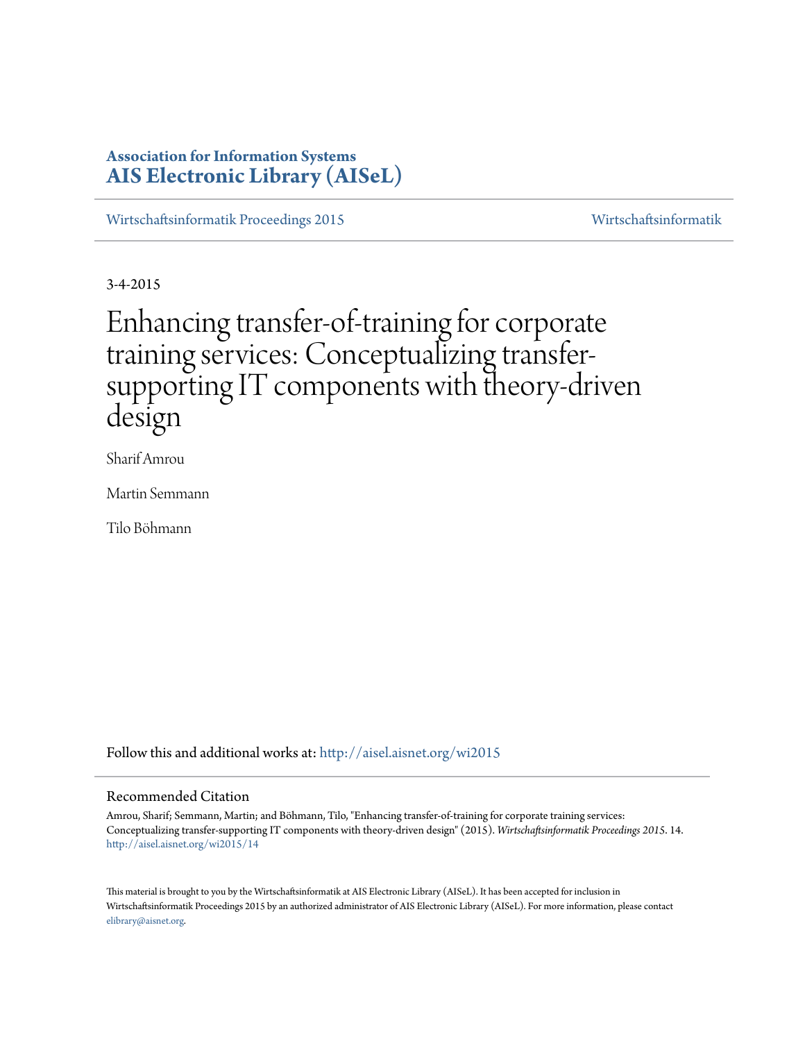**Association for Information Systems**
**AIS Electronic Library (AISeL)**

Wirtschaftsinformatik Proceedings 2015 | Wirtschaftsinformatik

3-4-2015

# Enhancing transfer-of-training for corporate training services: Conceptualizing transfer-supporting IT components with theory-driven design

Sharif Amrou

Martin Semmann

Tilo Böhmann

Follow this and additional works at: http://aisel.aisnet.org/wi2015

## Recommended Citation

Amrou, Sharif; Semmann, Martin; and Böhmann, Tilo, "Enhancing transfer-of-training for corporate training services: Conceptualizing transfer-supporting IT components with theory-driven design" (2015). *Wirtschaftsinformatik Proceedings 2015*. 14.
http://aisel.aisnet.org/wi2015/14

This material is brought to you by the Wirtschaftsinformatik at AIS Electronic Library (AISeL). It has been accepted for inclusion in Wirtschaftsinformatik Proceedings 2015 by an authorized administrator of AIS Electronic Library (AISeL). For more information, please contact elibrary@aisnet.org.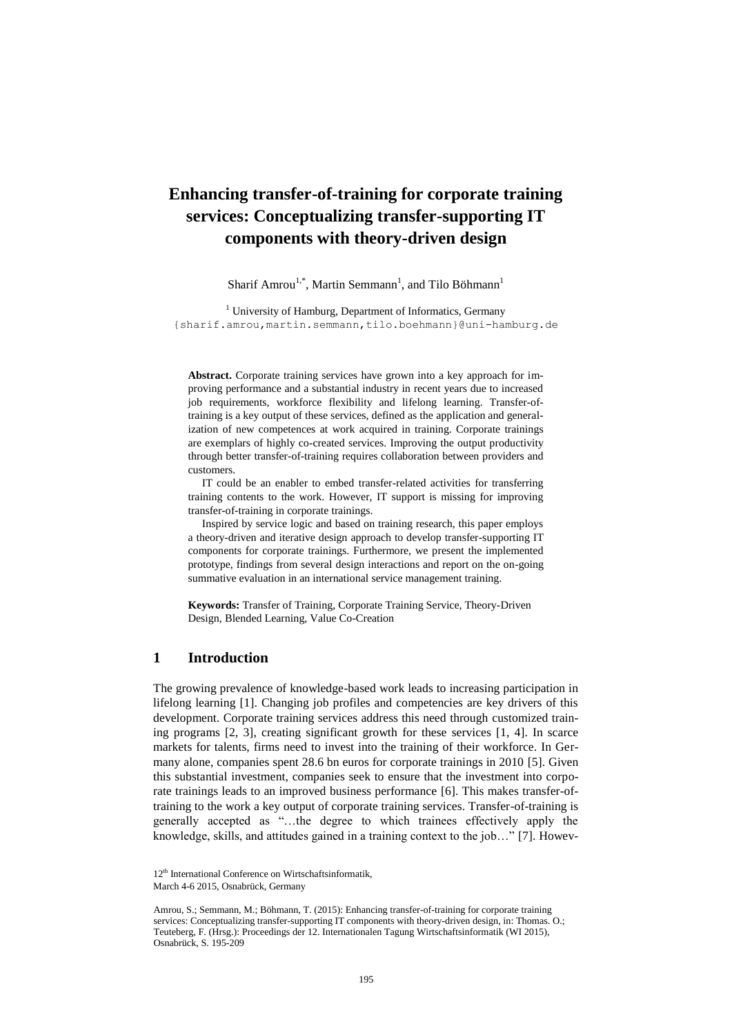# Enhancing transfer-of-training for corporate training services: Conceptualizing transfer-supporting IT components with theory-driven design

Sharif Amrou[1,*], Martin Semmann[1], and Tilo Böhmann[1]

[1] University of Hamburg, Department of Informatics, Germany
{sharif.amrou,martin.semmann,tilo.boehmann}@uni-hamburg.de

**Abstract.** Corporate training services have grown into a key approach for improving performance and a substantial industry in recent years due to increased job requirements, workforce flexibility and lifelong learning. Transfer-of-training is a key output of these services, defined as the application and generalization of new competences at work acquired in training. Corporate trainings are exemplars of highly co-created services. Improving the output productivity through better transfer-of-training requires collaboration between providers and customers.

IT could be an enabler to embed transfer-related activities for transferring training contents to the work. However, IT support is missing for improving transfer-of-training in corporate trainings.

Inspired by service logic and based on training research, this paper employs a theory-driven and iterative design approach to develop transfer-supporting IT components for corporate trainings. Furthermore, we present the implemented prototype, findings from several design interactions and report on the on-going summative evaluation in an international service management training.

**Keywords:** Transfer of Training, Corporate Training Service, Theory-Driven Design, Blended Learning, Value Co-Creation

## 1 Introduction

The growing prevalence of knowledge-based work leads to increasing participation in lifelong learning [1]. Changing job profiles and competencies are key drivers of this development. Corporate training services address this need through customized training programs [2, 3], creating significant growth for these services [1, 4]. In scarce markets for talents, firms need to invest into the training of their workforce. In Germany alone, companies spent 28.6 bn euros for corporate trainings in 2010 [5]. Given this substantial investment, companies seek to ensure that the investment into corporate trainings leads to an improved business performance [6]. This makes transfer-of-training to the work a key output of corporate training services. Transfer-of-training is generally accepted as "…the degree to which trainees effectively apply the knowledge, skills, and attitudes gained in a training context to the job…" [7]. Howev-

12th International Conference on Wirtschaftsinformatik,
March 4-6 2015, Osnabrück, Germany

Amrou, S.; Semmann, M.; Böhmann, T. (2015): Enhancing transfer-of-training for corporate training services: Conceptualizing transfer-supporting IT components with theory-driven design, in: Thomas. O.; Teuteberg, F. (Hrsg.): Proceedings der 12. Internationalen Tagung Wirtschaftsinformatik (WI 2015), Osnabrück, S. 195-209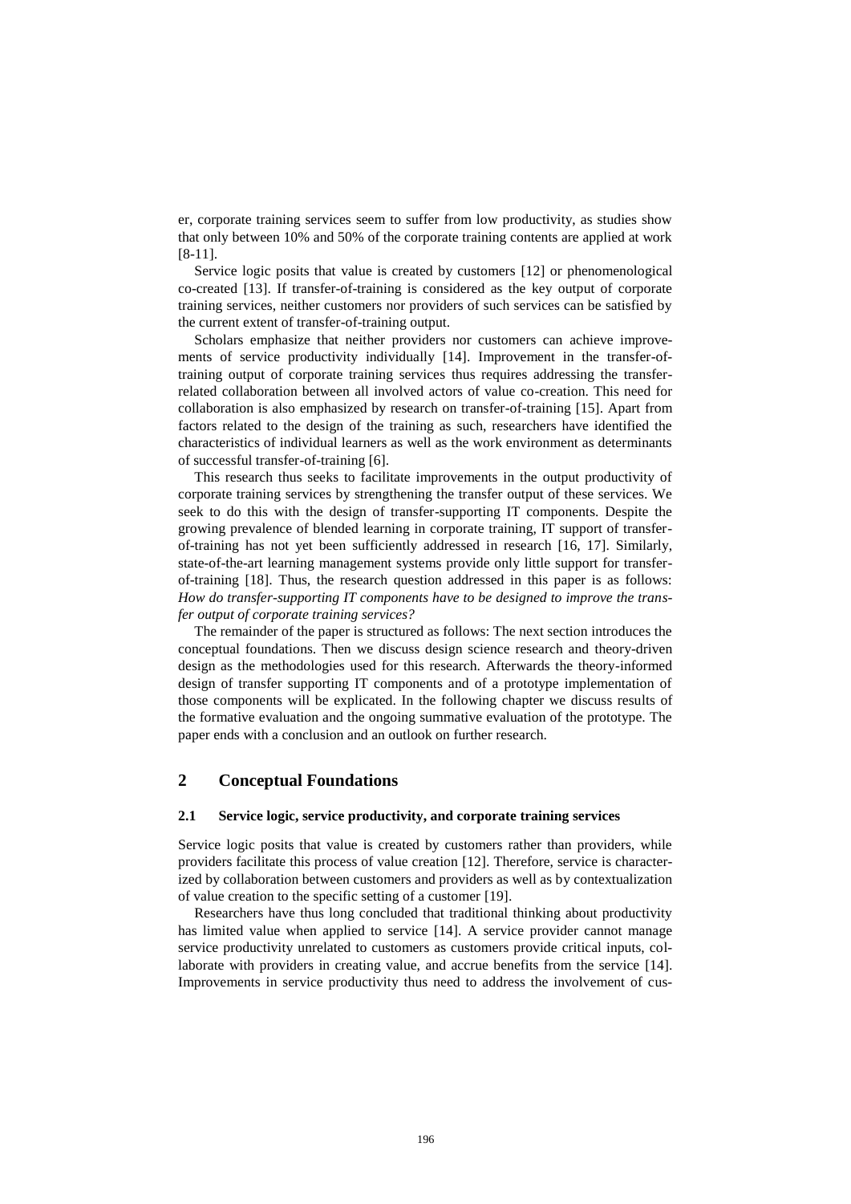er, corporate training services seem to suffer from low productivity, as studies show that only between 10% and 50% of the corporate training contents are applied at work [8-11].

Service logic posits that value is created by customers [12] or phenomenological co-created [13]. If transfer-of-training is considered as the key output of corporate training services, neither customers nor providers of such services can be satisfied by the current extent of transfer-of-training output.

Scholars emphasize that neither providers nor customers can achieve improvements of service productivity individually [14]. Improvement in the transfer-of-training output of corporate training services thus requires addressing the transfer-related collaboration between all involved actors of value co-creation. This need for collaboration is also emphasized by research on transfer-of-training [15]. Apart from factors related to the design of the training as such, researchers have identified the characteristics of individual learners as well as the work environment as determinants of successful transfer-of-training [6].

This research thus seeks to facilitate improvements in the output productivity of corporate training services by strengthening the transfer output of these services. We seek to do this with the design of transfer-supporting IT components. Despite the growing prevalence of blended learning in corporate training, IT support of transfer-of-training has not yet been sufficiently addressed in research [16, 17]. Similarly, state-of-the-art learning management systems provide only little support for transfer-of-training [18]. Thus, the research question addressed in this paper is as follows: *How do transfer-supporting IT components have to be designed to improve the transfer output of corporate training services?*

The remainder of the paper is structured as follows: The next section introduces the conceptual foundations. Then we discuss design science research and theory-driven design as the methodologies used for this research. Afterwards the theory-informed design of transfer supporting IT components and of a prototype implementation of those components will be explicated. In the following chapter we discuss results of the formative evaluation and the ongoing summative evaluation of the prototype. The paper ends with a conclusion and an outlook on further research.

## 2 Conceptual Foundations

### 2.1 Service logic, service productivity, and corporate training services

Service logic posits that value is created by customers rather than providers, while providers facilitate this process of value creation [12]. Therefore, service is characterized by collaboration between customers and providers as well as by contextualization of value creation to the specific setting of a customer [19].

Researchers have thus long concluded that traditional thinking about productivity has limited value when applied to service [14]. A service provider cannot manage service productivity unrelated to customers as customers provide critical inputs, collaborate with providers in creating value, and accrue benefits from the service [14]. Improvements in service productivity thus need to address the involvement of cus-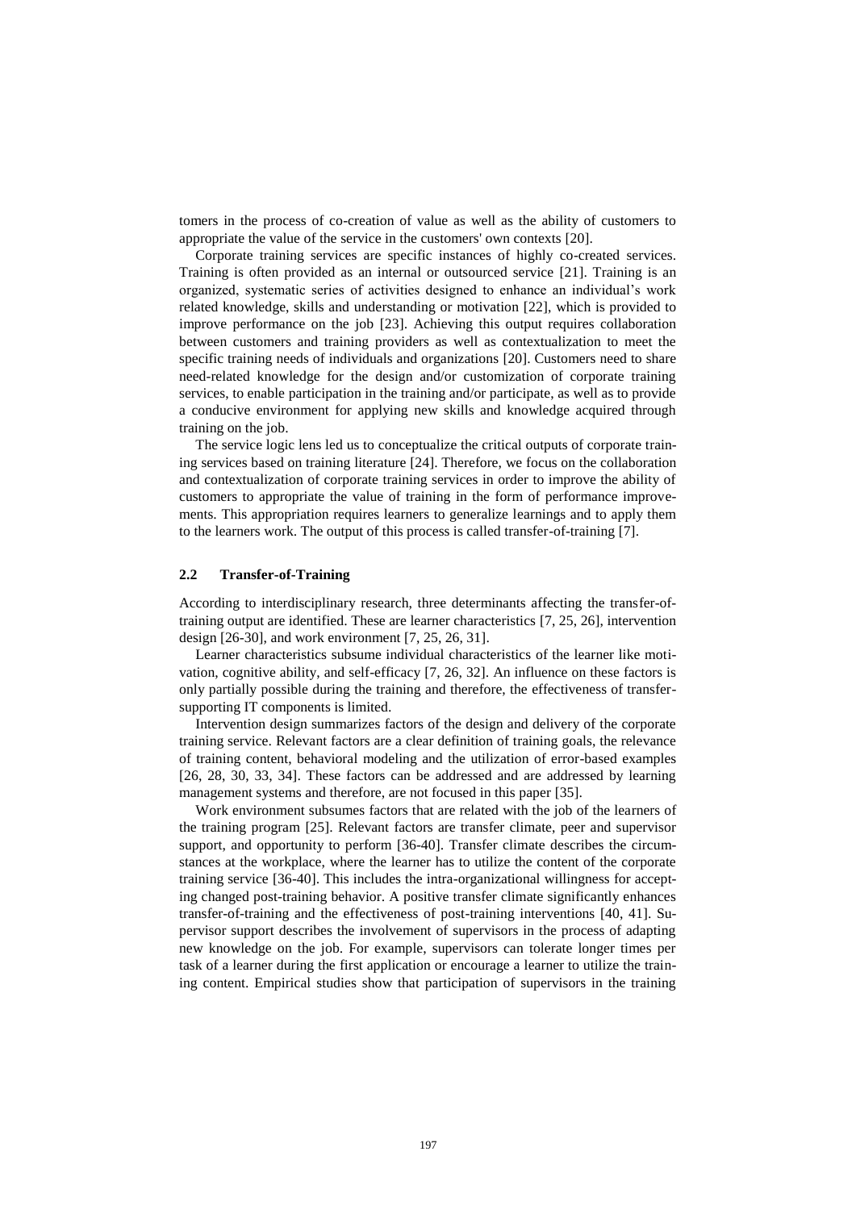tomers in the process of co-creation of value as well as the ability of customers to appropriate the value of the service in the customers' own contexts [20].

Corporate training services are specific instances of highly co-created services. Training is often provided as an internal or outsourced service [21]. Training is an organized, systematic series of activities designed to enhance an individual's work related knowledge, skills and understanding or motivation [22], which is provided to improve performance on the job [23]. Achieving this output requires collaboration between customers and training providers as well as contextualization to meet the specific training needs of individuals and organizations [20]. Customers need to share need-related knowledge for the design and/or customization of corporate training services, to enable participation in the training and/or participate, as well as to provide a conducive environment for applying new skills and knowledge acquired through training on the job.

The service logic lens led us to conceptualize the critical outputs of corporate training services based on training literature [24]. Therefore, we focus on the collaboration and contextualization of corporate training services in order to improve the ability of customers to appropriate the value of training in the form of performance improvements. This appropriation requires learners to generalize learnings and to apply them to the learners work. The output of this process is called transfer-of-training [7].

### 2.2 Transfer-of-Training

According to interdisciplinary research, three determinants affecting the transfer-of-training output are identified. These are learner characteristics [7, 25, 26], intervention design [26-30], and work environment [7, 25, 26, 31].

Learner characteristics subsume individual characteristics of the learner like motivation, cognitive ability, and self-efficacy [7, 26, 32]. An influence on these factors is only partially possible during the training and therefore, the effectiveness of transfer-supporting IT components is limited.

Intervention design summarizes factors of the design and delivery of the corporate training service. Relevant factors are a clear definition of training goals, the relevance of training content, behavioral modeling and the utilization of error-based examples [26, 28, 30, 33, 34]. These factors can be addressed and are addressed by learning management systems and therefore, are not focused in this paper [35].

Work environment subsumes factors that are related with the job of the learners of the training program [25]. Relevant factors are transfer climate, peer and supervisor support, and opportunity to perform [36-40]. Transfer climate describes the circumstances at the workplace, where the learner has to utilize the content of the corporate training service [36-40]. This includes the intra-organizational willingness for accepting changed post-training behavior. A positive transfer climate significantly enhances transfer-of-training and the effectiveness of post-training interventions [40, 41]. Supervisor support describes the involvement of supervisors in the process of adapting new knowledge on the job. For example, supervisors can tolerate longer times per task of a learner during the first application or encourage a learner to utilize the training content. Empirical studies show that participation of supervisors in the training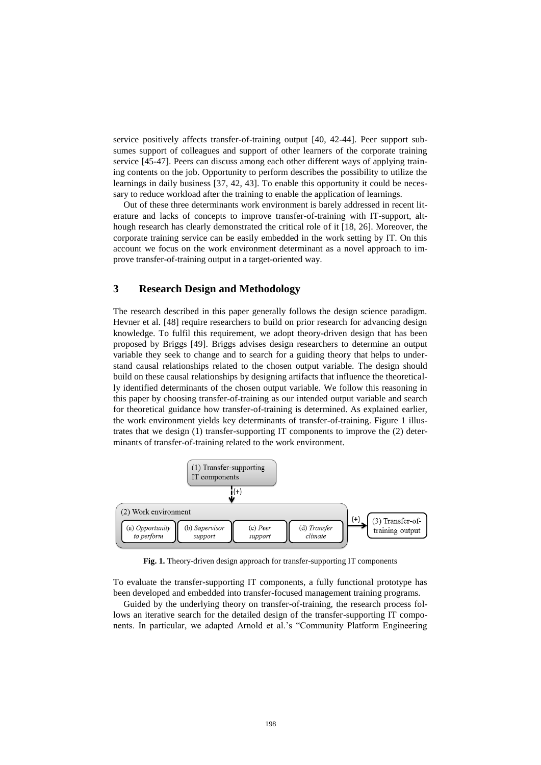service positively affects transfer-of-training output [40, 42-44]. Peer support subsumes support of colleagues and support of other learners of the corporate training service [45-47]. Peers can discuss among each other different ways of applying training contents on the job. Opportunity to perform describes the possibility to utilize the learnings in daily business [37, 42, 43]. To enable this opportunity it could be necessary to reduce workload after the training to enable the application of learnings.

Out of these three determinants work environment is barely addressed in recent literature and lacks of concepts to improve transfer-of-training with IT-support, although research has clearly demonstrated the critical role of it [18, 26]. Moreover, the corporate training service can be easily embedded in the work setting by IT. On this account we focus on the work environment determinant as a novel approach to improve transfer-of-training output in a target-oriented way.

## 3 Research Design and Methodology

The research described in this paper generally follows the design science paradigm. Hevner et al. [48] require researchers to build on prior research for advancing design knowledge. To fulfil this requirement, we adopt theory-driven design that has been proposed by Briggs [49]. Briggs advises design researchers to determine an output variable they seek to change and to search for a guiding theory that helps to understand causal relationships related to the chosen output variable. The design should build on these causal relationships by designing artifacts that influence the theoretically identified determinants of the chosen output variable. We follow this reasoning in this paper by choosing transfer-of-training as our intended output variable and search for theoretical guidance how transfer-of-training is determined. As explained earlier, the work environment yields key determinants of transfer-of-training. Figure 1 illustrates that we design (1) transfer-supporting IT components to improve the (2) determinants of transfer-of-training related to the work environment.

(1) Transfer-supporting IT components

(+)

(2) Work environment

(a) *Opportunity to perform*

(b) *Supervisor support*

(c) *Peer support*

(d) *Transfer climate*

(+)

(3) Transfer-of-training output

**Fig. 1.** Theory-driven design approach for transfer-supporting IT components

To evaluate the transfer-supporting IT components, a fully functional prototype has been developed and embedded into transfer-focused management training programs.

Guided by the underlying theory on transfer-of-training, the research process follows an iterative search for the detailed design of the transfer-supporting IT components. In particular, we adapted Arnold et al.'s "Community Platform Engineering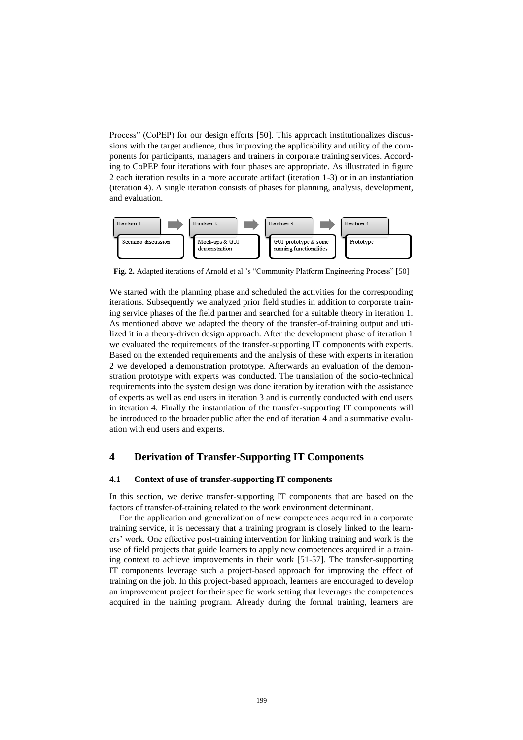Process" (CoPEP) for our design efforts [50]. This approach institutionalizes discussions with the target audience, thus improving the applicability and utility of the components for participants, managers and trainers in corporate training services. According to CoPEP four iterations with four phases are appropriate. As illustrated in figure 2 each iteration results in a more accurate artifact (iteration 1-3) or in an instantiation (iteration 4). A single iteration consists of phases for planning, analysis, development, and evaluation.

Iteration 1
Scenario discussion
Iteration 2
Mock-ups & GUI demonstration
Iteration 3
GUI prototype & some running functionalities
Iteration 4
Prototype

**Fig. 2.** Adapted iterations of Arnold et al.'s "Community Platform Engineering Process" [50]

We started with the planning phase and scheduled the activities for the corresponding iterations. Subsequently we analyzed prior field studies in addition to corporate training service phases of the field partner and searched for a suitable theory in iteration 1. As mentioned above we adapted the theory of the transfer-of-training output and utilized it in a theory-driven design approach. After the development phase of iteration 1 we evaluated the requirements of the transfer-supporting IT components with experts. Based on the extended requirements and the analysis of these with experts in iteration 2 we developed a demonstration prototype. Afterwards an evaluation of the demonstration prototype with experts was conducted. The translation of the socio-technical requirements into the system design was done iteration by iteration with the assistance of experts as well as end users in iteration 3 and is currently conducted with end users in iteration 4. Finally the instantiation of the transfer-supporting IT components will be introduced to the broader public after the end of iteration 4 and a summative evaluation with end users and experts.

## 4 Derivation of Transfer-Supporting IT Components

### 4.1 Context of use of transfer-supporting IT components

In this section, we derive transfer-supporting IT components that are based on the factors of transfer-of-training related to the work environment determinant.

For the application and generalization of new competences acquired in a corporate training service, it is necessary that a training program is closely linked to the learners' work. One effective post-training intervention for linking training and work is the use of field projects that guide learners to apply new competences acquired in a training context to achieve improvements in their work [51-57]. The transfer-supporting IT components leverage such a project-based approach for improving the effect of training on the job. In this project-based approach, learners are encouraged to develop an improvement project for their specific work setting that leverages the competences acquired in the training program. Already during the formal training, learners are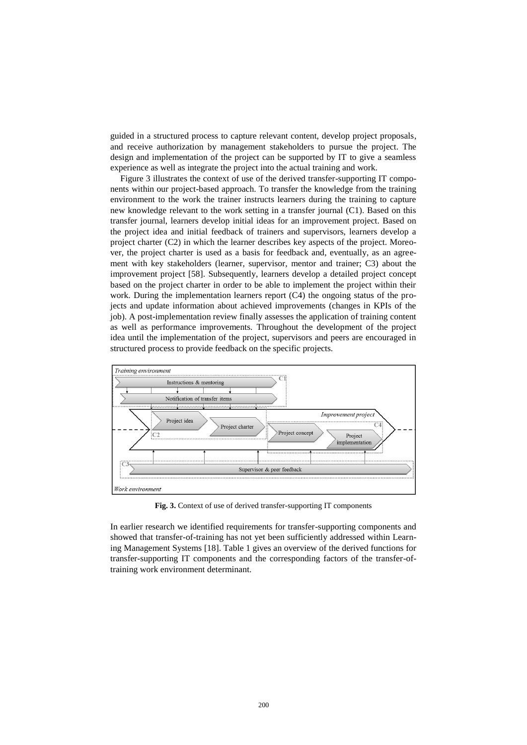guided in a structured process to capture relevant content, develop project proposals, and receive authorization by management stakeholders to pursue the project. The design and implementation of the project can be supported by IT to give a seamless experience as well as integrate the project into the actual training and work.

Figure 3 illustrates the context of use of the derived transfer-supporting IT components within our project-based approach. To transfer the knowledge from the training environment to the work the trainer instructs learners during the training to capture new knowledge relevant to the work setting in a transfer journal (C1). Based on this transfer journal, learners develop initial ideas for an improvement project. Based on the project idea and initial feedback of trainers and supervisors, learners develop a project charter (C2) in which the learner describes key aspects of the project. Moreover, the project charter is used as a basis for feedback and, eventually, as an agreement with key stakeholders (learner, supervisor, mentor and trainer; C3) about the improvement project [58]. Subsequently, learners develop a detailed project concept based on the project charter in order to be able to implement the project within their work. During the implementation learners report (C4) the ongoing status of the projects and update information about achieved improvements (changes in KPIs of the job). A post-implementation review finally assesses the application of training content as well as performance improvements. Throughout the development of the project idea until the implementation of the project, supervisors and peers are encouraged in structured process to provide feedback on the specific projects.

Training environment
C1
Instructions & mentoring
Notification of transfer items
Improvement project
Project idea
Project charter
C2
C4
Project concept
Project implementation
C3
Supervisor & peer feedback
Work environment

**Fig. 3.** Context of use of derived transfer-supporting IT components

In earlier research we identified requirements for transfer-supporting components and showed that transfer-of-training has not yet been sufficiently addressed within Learning Management Systems [18]. Table 1 gives an overview of the derived functions for transfer-supporting IT components and the corresponding factors of the transfer-of-training work environment determinant.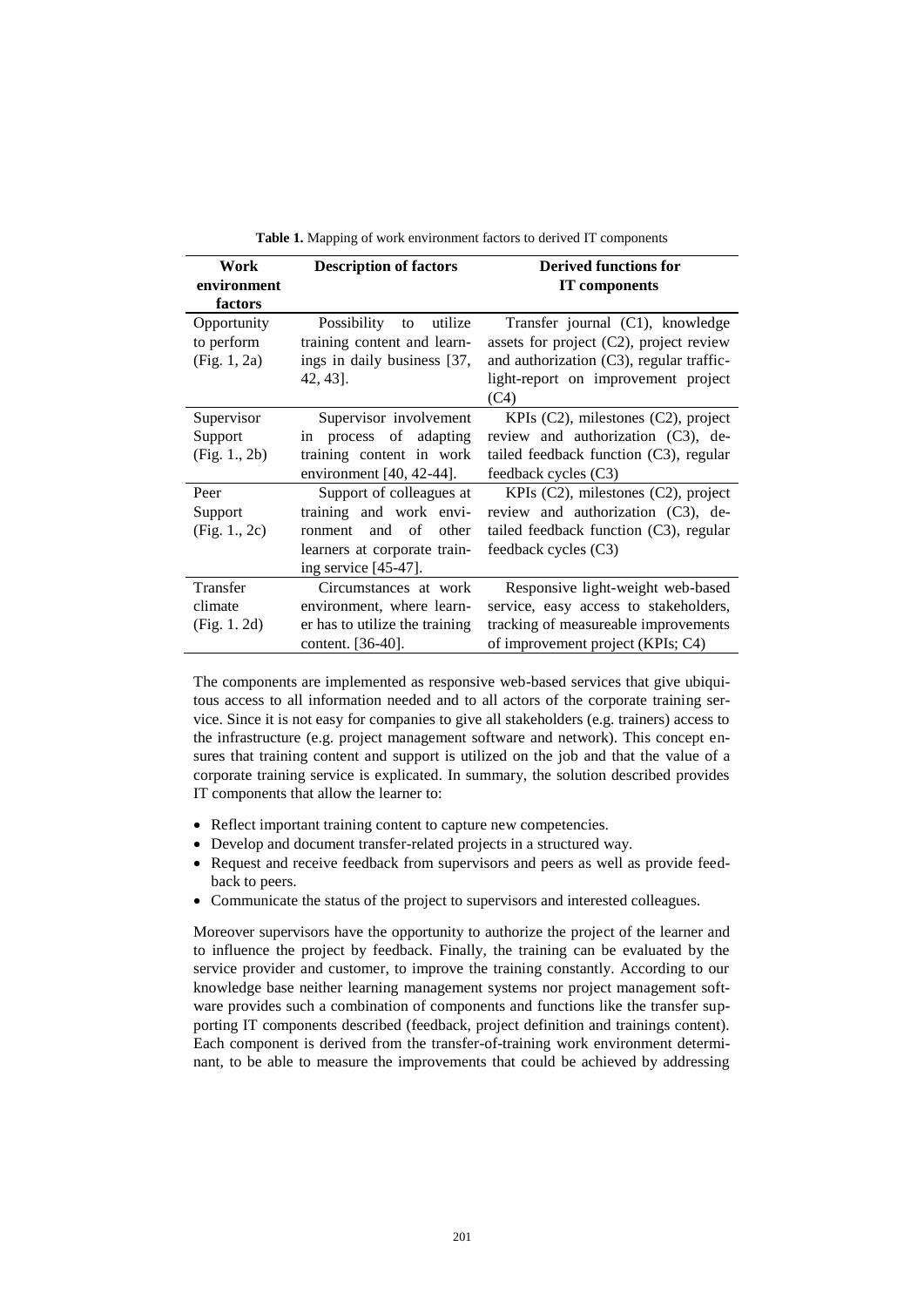**Table 1.** Mapping of work environment factors to derived IT components

| Work environment factors | Description of factors | Derived functions for IT components |
|---|---|---|
| Opportunity to perform (Fig. 1, 2a) | Possibility to utilize training content and learnings in daily business [37, 42, 43]. | Transfer journal (C1), knowledge assets for project (C2), project review and authorization (C3), regular traffic-light-report on improvement project (C4) |
| Supervisor Support (Fig. 1., 2b) | Supervisor involvement in process of adapting training content in work environment [40, 42-44]. | KPIs (C2), milestones (C2), project review and authorization (C3), detailed feedback function (C3), regular feedback cycles (C3) |
| Peer Support (Fig. 1., 2c) | Support of colleagues at training and work environment and of other learners at corporate training service [45-47]. | KPIs (C2), milestones (C2), project review and authorization (C3), detailed feedback function (C3), regular feedback cycles (C3) |
| Transfer climate (Fig. 1. 2d) | Circumstances at work environment, where learner has to utilize the training content. [36-40]. | Responsive light-weight web-based service, easy access to stakeholders, tracking of measureable improvements of improvement project (KPIs; C4) |

The components are implemented as responsive web-based services that give ubiquitous access to all information needed and to all actors of the corporate training service. Since it is not easy for companies to give all stakeholders (e.g. trainers) access to the infrastructure (e.g. project management software and network). This concept ensures that training content and support is utilized on the job and that the value of a corporate training service is explicated. In summary, the solution described provides IT components that allow the learner to:

- Reflect important training content to capture new competencies.
- Develop and document transfer-related projects in a structured way.
- Request and receive feedback from supervisors and peers as well as provide feedback to peers.
- Communicate the status of the project to supervisors and interested colleagues.

Moreover supervisors have the opportunity to authorize the project of the learner and to influence the project by feedback. Finally, the training can be evaluated by the service provider and customer, to improve the training constantly. According to our knowledge base neither learning management systems nor project management software provides such a combination of components and functions like the transfer supporting IT components described (feedback, project definition and trainings content). Each component is derived from the transfer-of-training work environment determinant, to be able to measure the improvements that could be achieved by addressing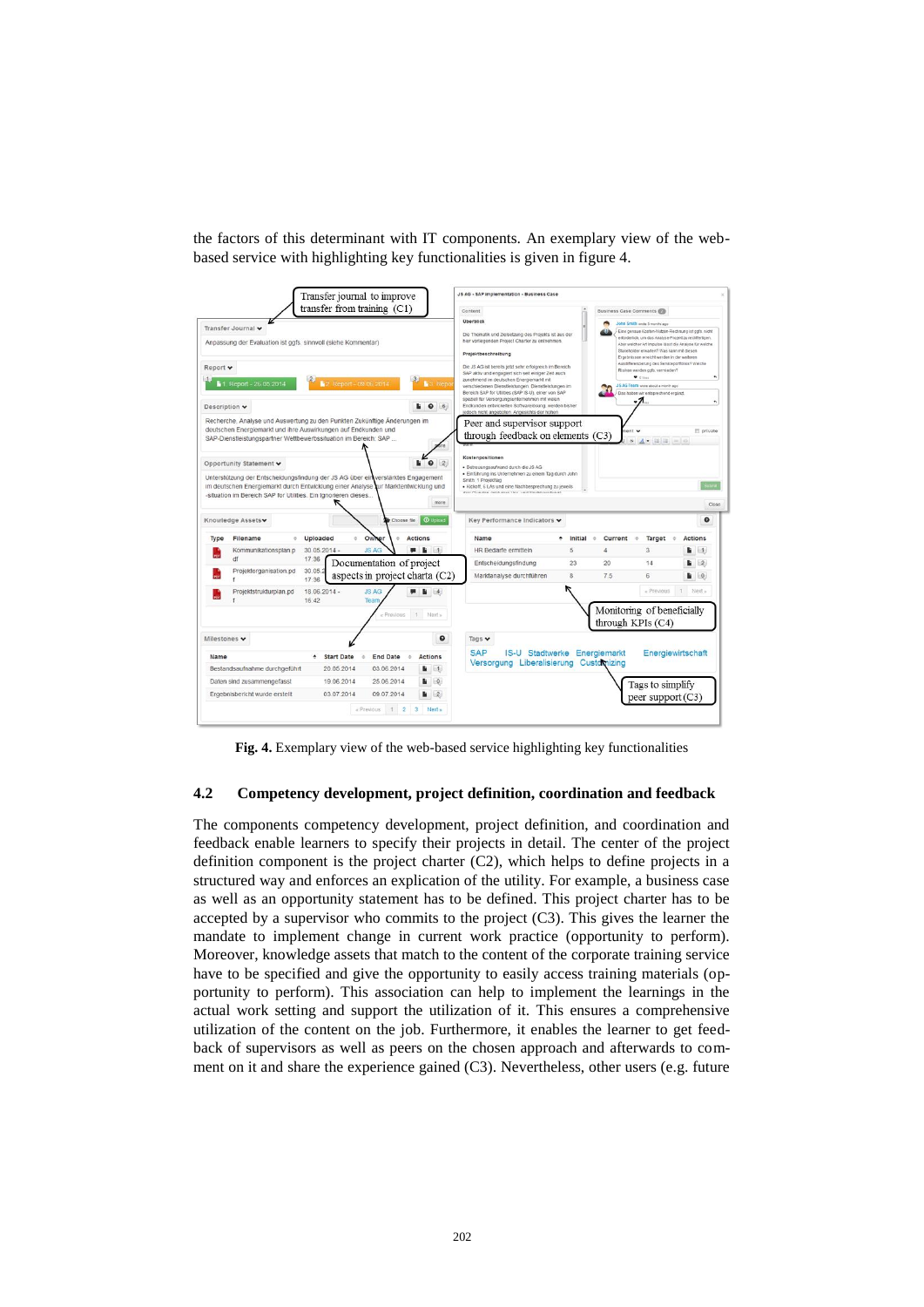the factors of this determinant with IT components. An exemplary view of the web-based service with highlighting key functionalities is given in figure 4.

**Fig. 4.** Exemplary view of the web-based service highlighting key functionalities

### 4.2 Competency development, project definition, coordination and feedback

The components competency development, project definition, and coordination and feedback enable learners to specify their projects in detail. The center of the project definition component is the project charter (C2), which helps to define projects in a structured way and enforces an explication of the utility. For example, a business case as well as an opportunity statement has to be defined. This project charter has to be accepted by a supervisor who commits to the project (C3). This gives the learner the mandate to implement change in current work practice (opportunity to perform). Moreover, knowledge assets that match to the content of the corporate training service have to be specified and give the opportunity to easily access training materials (opportunity to perform). This association can help to implement the learnings in the actual work setting and support the utilization of it. This ensures a comprehensive utilization of the content on the job. Furthermore, it enables the learner to get feedback of supervisors as well as peers on the chosen approach and afterwards to comment on it and share the experience gained (C3). Nevertheless, other users (e.g. future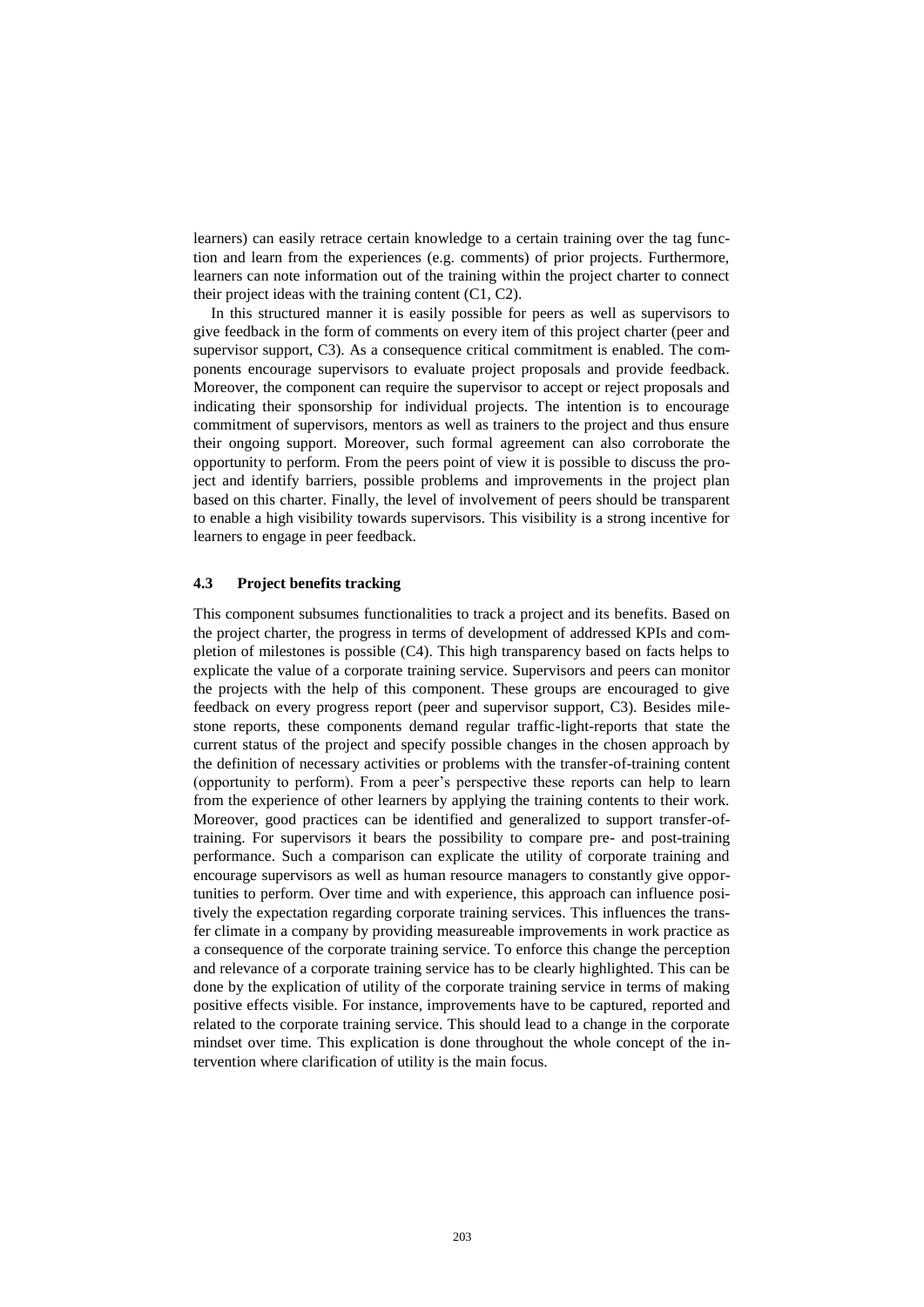learners) can easily retrace certain knowledge to a certain training over the tag function and learn from the experiences (e.g. comments) of prior projects. Furthermore, learners can note information out of the training within the project charter to connect their project ideas with the training content (C1, C2).

In this structured manner it is easily possible for peers as well as supervisors to give feedback in the form of comments on every item of this project charter (peer and supervisor support, C3). As a consequence critical commitment is enabled. The components encourage supervisors to evaluate project proposals and provide feedback. Moreover, the component can require the supervisor to accept or reject proposals and indicating their sponsorship for individual projects. The intention is to encourage commitment of supervisors, mentors as well as trainers to the project and thus ensure their ongoing support. Moreover, such formal agreement can also corroborate the opportunity to perform. From the peers point of view it is possible to discuss the project and identify barriers, possible problems and improvements in the project plan based on this charter. Finally, the level of involvement of peers should be transparent to enable a high visibility towards supervisors. This visibility is a strong incentive for learners to engage in peer feedback.

### 4.3 Project benefits tracking

This component subsumes functionalities to track a project and its benefits. Based on the project charter, the progress in terms of development of addressed KPIs and completion of milestones is possible (C4). This high transparency based on facts helps to explicate the value of a corporate training service. Supervisors and peers can monitor the projects with the help of this component. These groups are encouraged to give feedback on every progress report (peer and supervisor support, C3). Besides milestone reports, these components demand regular traffic-light-reports that state the current status of the project and specify possible changes in the chosen approach by the definition of necessary activities or problems with the transfer-of-training content (opportunity to perform). From a peer's perspective these reports can help to learn from the experience of other learners by applying the training contents to their work. Moreover, good practices can be identified and generalized to support transfer-of-training. For supervisors it bears the possibility to compare pre- and post-training performance. Such a comparison can explicate the utility of corporate training and encourage supervisors as well as human resource managers to constantly give opportunities to perform. Over time and with experience, this approach can influence positively the expectation regarding corporate training services. This influences the transfer climate in a company by providing measureable improvements in work practice as a consequence of the corporate training service. To enforce this change the perception and relevance of a corporate training service has to be clearly highlighted. This can be done by the explication of utility of the corporate training service in terms of making positive effects visible. For instance, improvements have to be captured, reported and related to the corporate training service. This should lead to a change in the corporate mindset over time. This explication is done throughout the whole concept of the intervention where clarification of utility is the main focus.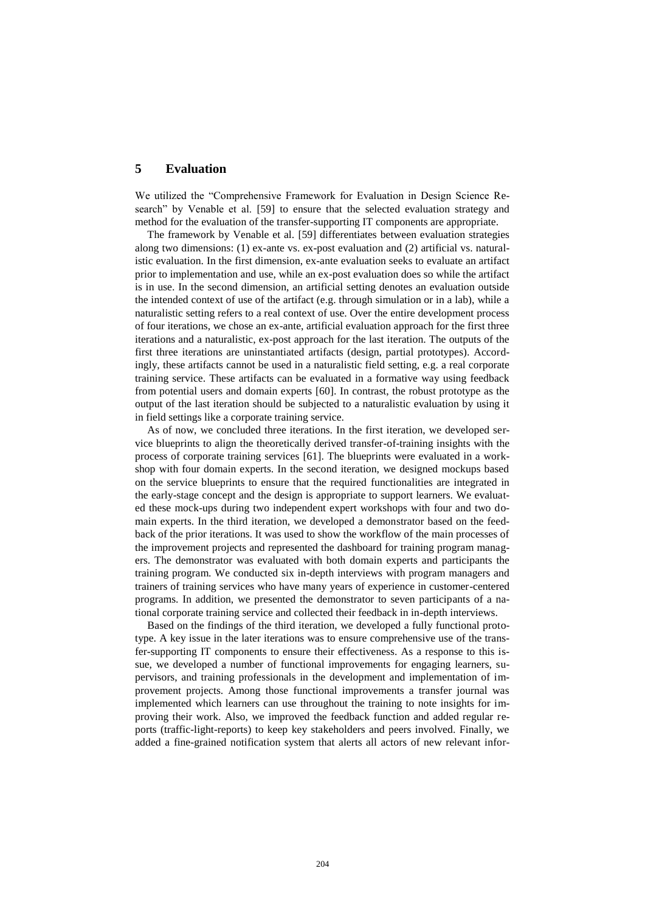## 5 Evaluation

We utilized the "Comprehensive Framework for Evaluation in Design Science Research" by Venable et al. [59] to ensure that the selected evaluation strategy and method for the evaluation of the transfer-supporting IT components are appropriate.

The framework by Venable et al. [59] differentiates between evaluation strategies along two dimensions: (1) ex-ante vs. ex-post evaluation and (2) artificial vs. naturalistic evaluation. In the first dimension, ex-ante evaluation seeks to evaluate an artifact prior to implementation and use, while an ex-post evaluation does so while the artifact is in use. In the second dimension, an artificial setting denotes an evaluation outside the intended context of use of the artifact (e.g. through simulation or in a lab), while a naturalistic setting refers to a real context of use. Over the entire development process of four iterations, we chose an ex-ante, artificial evaluation approach for the first three iterations and a naturalistic, ex-post approach for the last iteration. The outputs of the first three iterations are uninstantiated artifacts (design, partial prototypes). Accordingly, these artifacts cannot be used in a naturalistic field setting, e.g. a real corporate training service. These artifacts can be evaluated in a formative way using feedback from potential users and domain experts [60]. In contrast, the robust prototype as the output of the last iteration should be subjected to a naturalistic evaluation by using it in field settings like a corporate training service.

As of now, we concluded three iterations. In the first iteration, we developed service blueprints to align the theoretically derived transfer-of-training insights with the process of corporate training services [61]. The blueprints were evaluated in a workshop with four domain experts. In the second iteration, we designed mockups based on the service blueprints to ensure that the required functionalities are integrated in the early-stage concept and the design is appropriate to support learners. We evaluated these mock-ups during two independent expert workshops with four and two domain experts. In the third iteration, we developed a demonstrator based on the feedback of the prior iterations. It was used to show the workflow of the main processes of the improvement projects and represented the dashboard for training program managers. The demonstrator was evaluated with both domain experts and participants the training program. We conducted six in-depth interviews with program managers and trainers of training services who have many years of experience in customer-centered programs. In addition, we presented the demonstrator to seven participants of a national corporate training service and collected their feedback in in-depth interviews.

Based on the findings of the third iteration, we developed a fully functional prototype. A key issue in the later iterations was to ensure comprehensive use of the transfer-supporting IT components to ensure their effectiveness. As a response to this issue, we developed a number of functional improvements for engaging learners, supervisors, and training professionals in the development and implementation of improvement projects. Among those functional improvements a transfer journal was implemented which learners can use throughout the training to note insights for improving their work. Also, we improved the feedback function and added regular reports (traffic-light-reports) to keep key stakeholders and peers involved. Finally, we added a fine-grained notification system that alerts all actors of new relevant infor-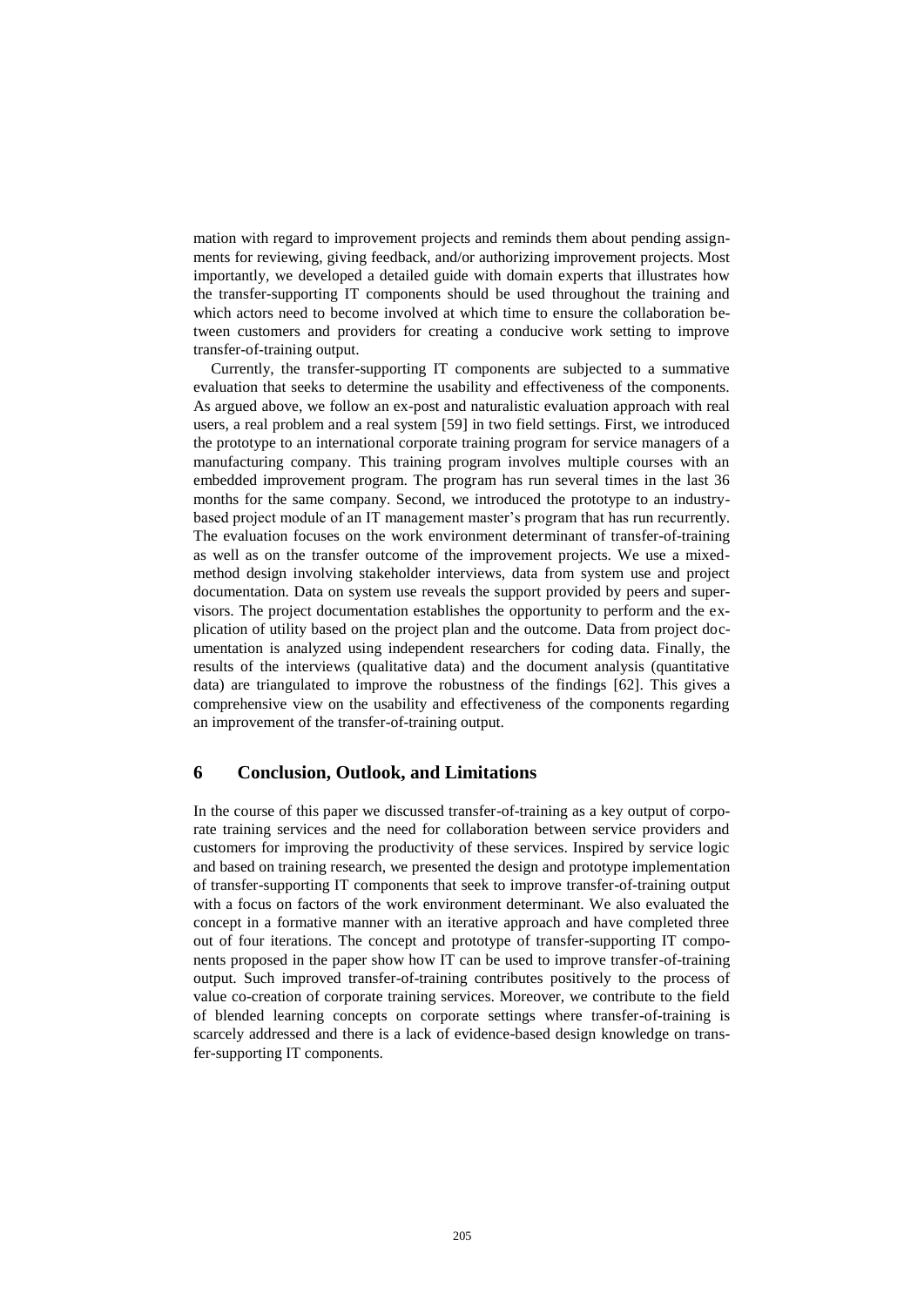mation with regard to improvement projects and reminds them about pending assignments for reviewing, giving feedback, and/or authorizing improvement projects. Most importantly, we developed a detailed guide with domain experts that illustrates how the transfer-supporting IT components should be used throughout the training and which actors need to become involved at which time to ensure the collaboration between customers and providers for creating a conducive work setting to improve transfer-of-training output.

Currently, the transfer-supporting IT components are subjected to a summative evaluation that seeks to determine the usability and effectiveness of the components. As argued above, we follow an ex-post and naturalistic evaluation approach with real users, a real problem and a real system [59] in two field settings. First, we introduced the prototype to an international corporate training program for service managers of a manufacturing company. This training program involves multiple courses with an embedded improvement program. The program has run several times in the last 36 months for the same company. Second, we introduced the prototype to an industry-based project module of an IT management master's program that has run recurrently. The evaluation focuses on the work environment determinant of transfer-of-training as well as on the transfer outcome of the improvement projects. We use a mixed-method design involving stakeholder interviews, data from system use and project documentation. Data on system use reveals the support provided by peers and supervisors. The project documentation establishes the opportunity to perform and the explication of utility based on the project plan and the outcome. Data from project documentation is analyzed using independent researchers for coding data. Finally, the results of the interviews (qualitative data) and the document analysis (quantitative data) are triangulated to improve the robustness of the findings [62]. This gives a comprehensive view on the usability and effectiveness of the components regarding an improvement of the transfer-of-training output.

## 6 Conclusion, Outlook, and Limitations

In the course of this paper we discussed transfer-of-training as a key output of corporate training services and the need for collaboration between service providers and customers for improving the productivity of these services. Inspired by service logic and based on training research, we presented the design and prototype implementation of transfer-supporting IT components that seek to improve transfer-of-training output with a focus on factors of the work environment determinant. We also evaluated the concept in a formative manner with an iterative approach and have completed three out of four iterations. The concept and prototype of transfer-supporting IT components proposed in the paper show how IT can be used to improve transfer-of-training output. Such improved transfer-of-training contributes positively to the process of value co-creation of corporate training services. Moreover, we contribute to the field of blended learning concepts on corporate settings where transfer-of-training is scarcely addressed and there is a lack of evidence-based design knowledge on transfer-supporting IT components.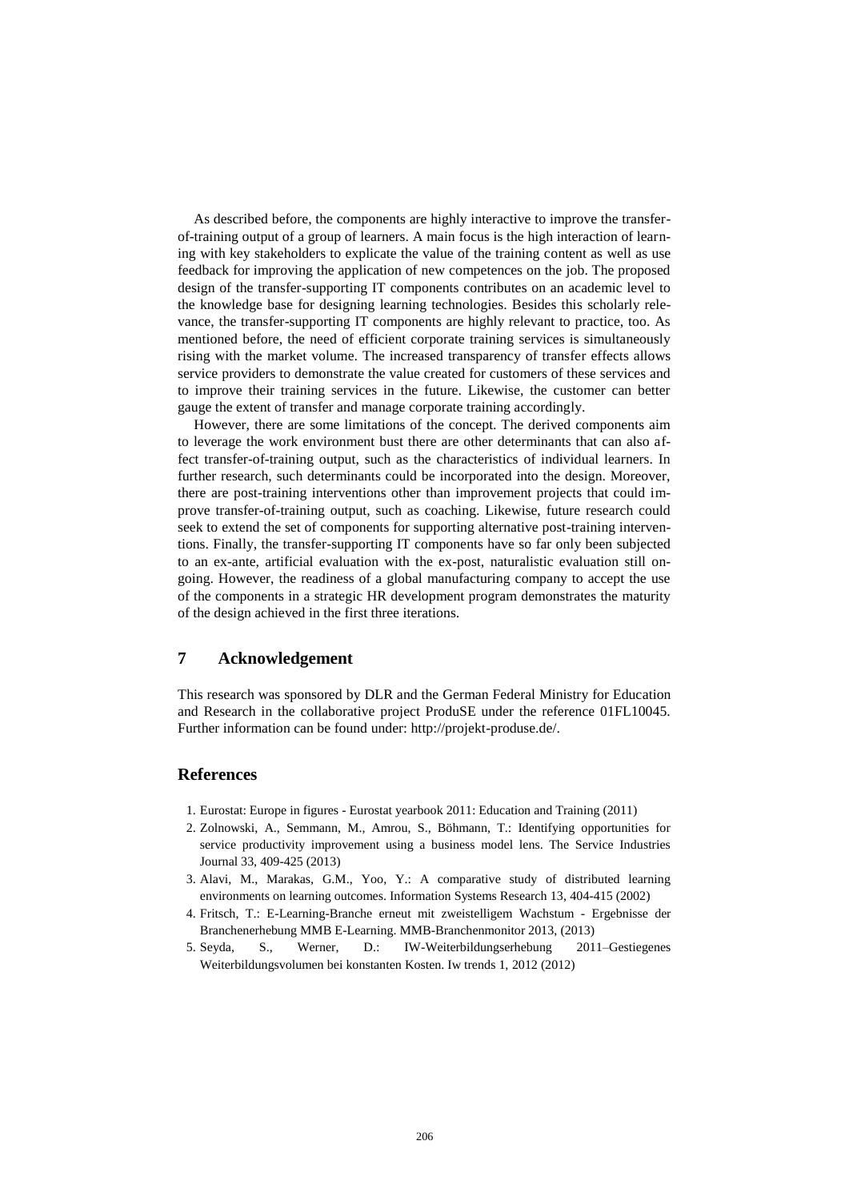As described before, the components are highly interactive to improve the transfer-of-training output of a group of learners. A main focus is the high interaction of learning with key stakeholders to explicate the value of the training content as well as use feedback for improving the application of new competences on the job. The proposed design of the transfer-supporting IT components contributes on an academic level to the knowledge base for designing learning technologies. Besides this scholarly relevance, the transfer-supporting IT components are highly relevant to practice, too. As mentioned before, the need of efficient corporate training services is simultaneously rising with the market volume. The increased transparency of transfer effects allows service providers to demonstrate the value created for customers of these services and to improve their training services in the future. Likewise, the customer can better gauge the extent of transfer and manage corporate training accordingly.

However, there are some limitations of the concept. The derived components aim to leverage the work environment bust there are other determinants that can also affect transfer-of-training output, such as the characteristics of individual learners. In further research, such determinants could be incorporated into the design. Moreover, there are post-training interventions other than improvement projects that could improve transfer-of-training output, such as coaching. Likewise, future research could seek to extend the set of components for supporting alternative post-training interventions. Finally, the transfer-supporting IT components have so far only been subjected to an ex-ante, artificial evaluation with the ex-post, naturalistic evaluation still ongoing. However, the readiness of a global manufacturing company to accept the use of the components in a strategic HR development program demonstrates the maturity of the design achieved in the first three iterations.

## 7 Acknowledgement

This research was sponsored by DLR and the German Federal Ministry for Education and Research in the collaborative project ProduSE under the reference 01FL10045. Further information can be found under: http://projekt-produse.de/.

## References

1. Eurostat: Europe in figures - Eurostat yearbook 2011: Education and Training (2011)
2. Zolnowski, A., Semmann, M., Amrou, S., Böhmann, T.: Identifying opportunities for service productivity improvement using a business model lens. The Service Industries Journal 33, 409-425 (2013)
3. Alavi, M., Marakas, G.M., Yoo, Y.: A comparative study of distributed learning environments on learning outcomes. Information Systems Research 13, 404-415 (2002)
4. Fritsch, T.: E-Learning-Branche erneut mit zweistelligem Wachstum - Ergebnisse der Branchenerhebung MMB E-Learning. MMB-Branchenmonitor 2013, (2013)
5. Seyda, S., Werner, D.: IW-Weiterbildungserhebung 2011–Gestiegenes Weiterbildungsvolumen bei konstanten Kosten. Iw trends 1, 2012 (2012)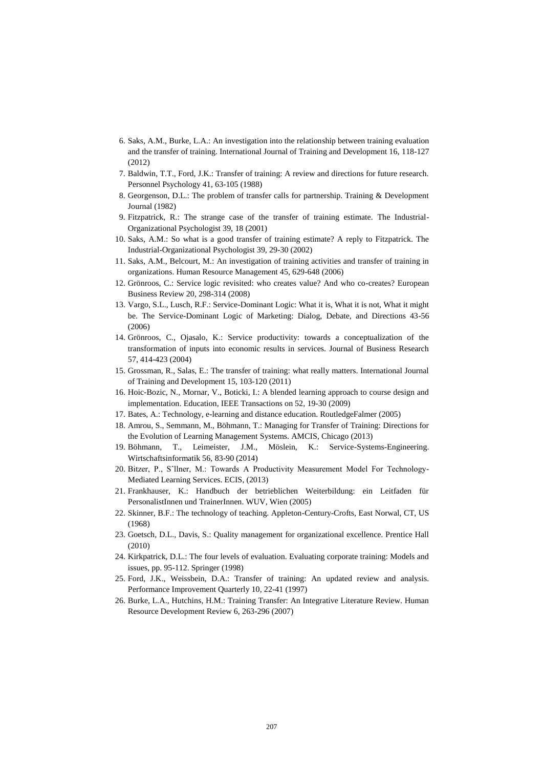6. Saks, A.M., Burke, L.A.: An investigation into the relationship between training evaluation and the transfer of training. International Journal of Training and Development 16, 118-127 (2012)
7. Baldwin, T.T., Ford, J.K.: Transfer of training: A review and directions for future research. Personnel Psychology 41, 63-105 (1988)
8. Georgenson, D.L.: The problem of transfer calls for partnership. Training & Development Journal (1982)
9. Fitzpatrick, R.: The strange case of the transfer of training estimate. The Industrial-Organizational Psychologist 39, 18 (2001)
10. Saks, A.M.: So what is a good transfer of training estimate? A reply to Fitzpatrick. The Industrial-Organizational Psychologist 39, 29-30 (2002)
11. Saks, A.M., Belcourt, M.: An investigation of training activities and transfer of training in organizations. Human Resource Management 45, 629-648 (2006)
12. Grönroos, C.: Service logic revisited: who creates value? And who co-creates? European Business Review 20, 298-314 (2008)
13. Vargo, S.L., Lusch, R.F.: Service-Dominant Logic: What it is, What it is not, What it might be. The Service-Dominant Logic of Marketing: Dialog, Debate, and Directions 43-56 (2006)
14. Grönroos, C., Ojasalo, K.: Service productivity: towards a conceptualization of the transformation of inputs into economic results in services. Journal of Business Research 57, 414-423 (2004)
15. Grossman, R., Salas, E.: The transfer of training: what really matters. International Journal of Training and Development 15, 103-120 (2011)
16. Hoic-Bozic, N., Mornar, V., Boticki, I.: A blended learning approach to course design and implementation. Education, IEEE Transactions on 52, 19-30 (2009)
17. Bates, A.: Technology, e-learning and distance education. RoutledgeFalmer (2005)
18. Amrou, S., Semmann, M., Böhmann, T.: Managing for Transfer of Training: Directions for the Evolution of Learning Management Systems. AMCIS, Chicago (2013)
19. Böhmann, T., Leimeister, J.M., Möslein, K.: Service-Systems-Engineering. Wirtschaftsinformatik 56, 83-90 (2014)
20. Bitzer, P., Sˆllner, M.: Towards A Productivity Measurement Model For Technology-Mediated Learning Services. ECIS, (2013)
21. Frankhauser, K.: Handbuch der betrieblichen Weiterbildung: ein Leitfaden für PersonalistInnen und TrainerInnen. WUV, Wien (2005)
22. Skinner, B.F.: The technology of teaching. Appleton-Century-Crofts, East Norwal, CT, US (1968)
23. Goetsch, D.L., Davis, S.: Quality management for organizational excellence. Prentice Hall (2010)
24. Kirkpatrick, D.L.: The four levels of evaluation. Evaluating corporate training: Models and issues, pp. 95-112. Springer (1998)
25. Ford, J.K., Weissbein, D.A.: Transfer of training: An updated review and analysis. Performance Improvement Quarterly 10, 22-41 (1997)
26. Burke, L.A., Hutchins, H.M.: Training Transfer: An Integrative Literature Review. Human Resource Development Review 6, 263-296 (2007)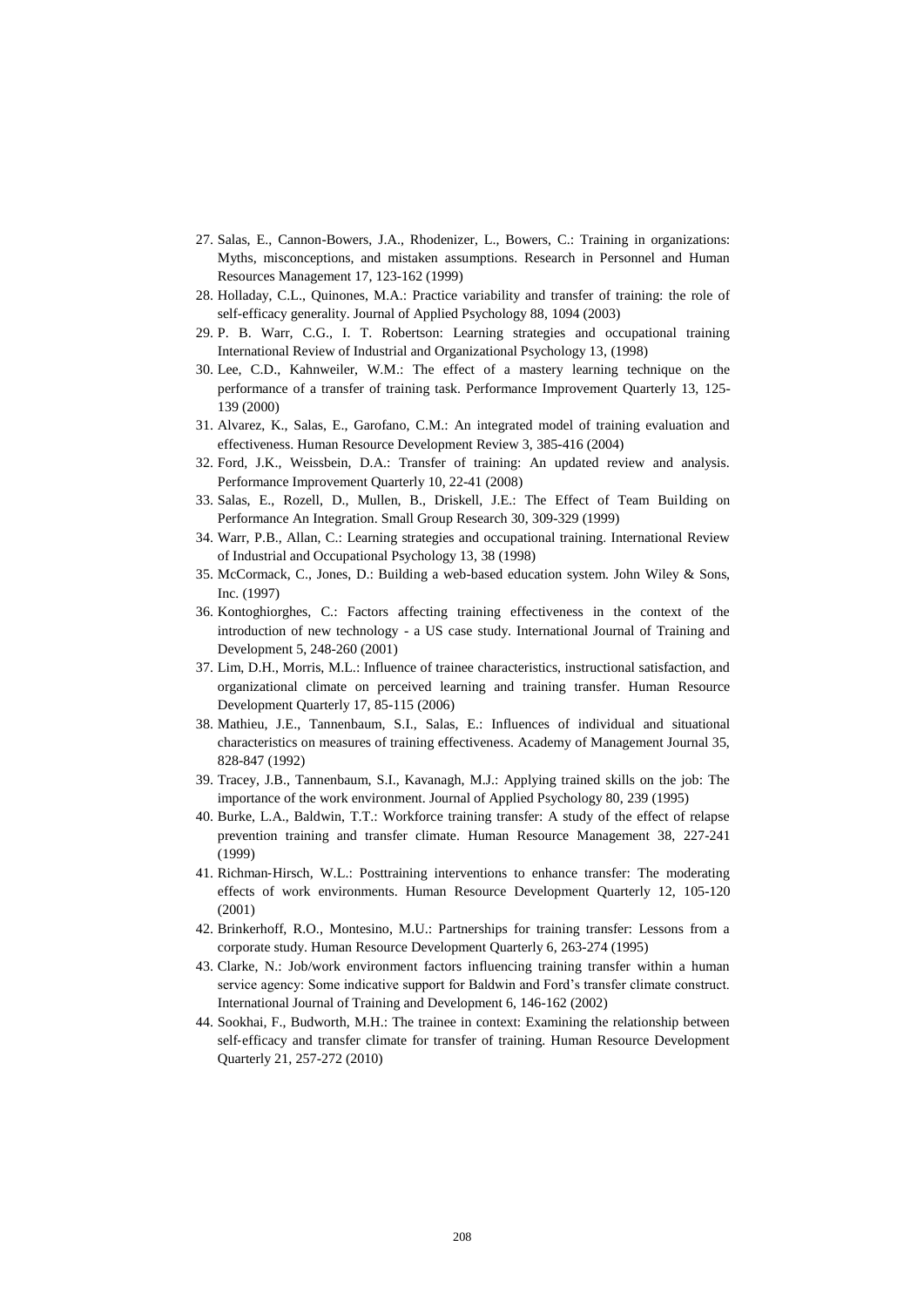27. Salas, E., Cannon-Bowers, J.A., Rhodenizer, L., Bowers, C.: Training in organizations: Myths, misconceptions, and mistaken assumptions. Research in Personnel and Human Resources Management 17, 123-162 (1999)
28. Holladay, C.L., Quinones, M.A.: Practice variability and transfer of training: the role of self-efficacy generality. Journal of Applied Psychology 88, 1094 (2003)
29. P. B. Warr, C.G., I. T. Robertson: Learning strategies and occupational training International Review of Industrial and Organizational Psychology 13, (1998)
30. Lee, C.D., Kahnweiler, W.M.: The effect of a mastery learning technique on the performance of a transfer of training task. Performance Improvement Quarterly 13, 125-139 (2000)
31. Alvarez, K., Salas, E., Garofano, C.M.: An integrated model of training evaluation and effectiveness. Human Resource Development Review 3, 385-416 (2004)
32. Ford, J.K., Weissbein, D.A.: Transfer of training: An updated review and analysis. Performance Improvement Quarterly 10, 22-41 (2008)
33. Salas, E., Rozell, D., Mullen, B., Driskell, J.E.: The Effect of Team Building on Performance An Integration. Small Group Research 30, 309-329 (1999)
34. Warr, P.B., Allan, C.: Learning strategies and occupational training. International Review of Industrial and Occupational Psychology 13, 38 (1998)
35. McCormack, C., Jones, D.: Building a web-based education system. John Wiley & Sons, Inc. (1997)
36. Kontoghiorghes, C.: Factors affecting training effectiveness in the context of the introduction of new technology - a US case study. International Journal of Training and Development 5, 248-260 (2001)
37. Lim, D.H., Morris, M.L.: Influence of trainee characteristics, instructional satisfaction, and organizational climate on perceived learning and training transfer. Human Resource Development Quarterly 17, 85-115 (2006)
38. Mathieu, J.E., Tannenbaum, S.I., Salas, E.: Influences of individual and situational characteristics on measures of training effectiveness. Academy of Management Journal 35, 828-847 (1992)
39. Tracey, J.B., Tannenbaum, S.I., Kavanagh, M.J.: Applying trained skills on the job: The importance of the work environment. Journal of Applied Psychology 80, 239 (1995)
40. Burke, L.A., Baldwin, T.T.: Workforce training transfer: A study of the effect of relapse prevention training and transfer climate. Human Resource Management 38, 227-241 (1999)
41. Richman-Hirsch, W.L.: Posttraining interventions to enhance transfer: The moderating effects of work environments. Human Resource Development Quarterly 12, 105-120 (2001)
42. Brinkerhoff, R.O., Montesino, M.U.: Partnerships for training transfer: Lessons from a corporate study. Human Resource Development Quarterly 6, 263-274 (1995)
43. Clarke, N.: Job/work environment factors influencing training transfer within a human service agency: Some indicative support for Baldwin and Ford's transfer climate construct. International Journal of Training and Development 6, 146-162 (2002)
44. Sookhai, F., Budworth, M.H.: The trainee in context: Examining the relationship between self-efficacy and transfer climate for transfer of training. Human Resource Development Quarterly 21, 257-272 (2010)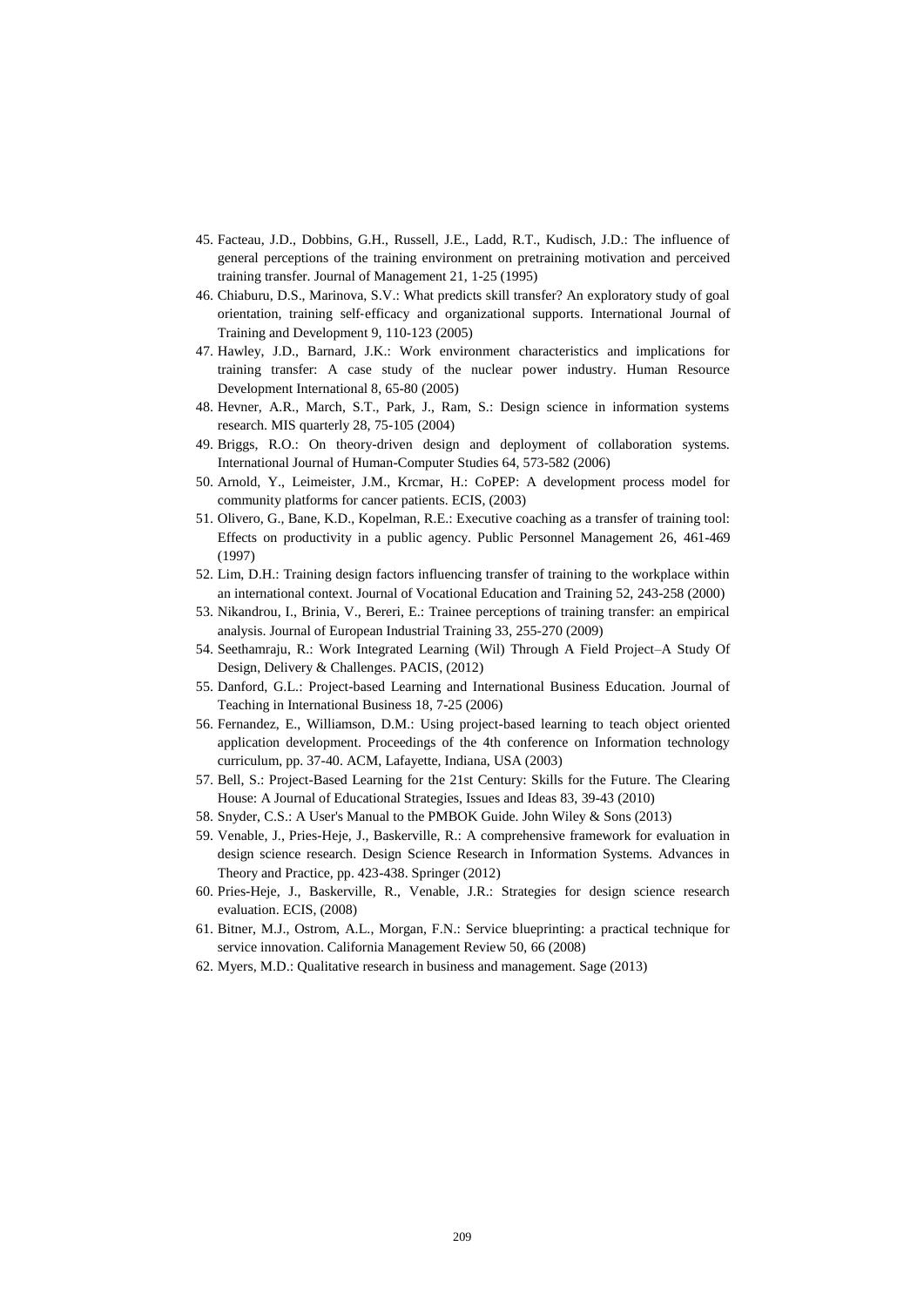45. Facteau, J.D., Dobbins, G.H., Russell, J.E., Ladd, R.T., Kudisch, J.D.: The influence of general perceptions of the training environment on pretraining motivation and perceived training transfer. Journal of Management 21, 1-25 (1995)
46. Chiaburu, D.S., Marinova, S.V.: What predicts skill transfer? An exploratory study of goal orientation, training self‐efficacy and organizational supports. International Journal of Training and Development 9, 110-123 (2005)
47. Hawley, J.D., Barnard, J.K.: Work environment characteristics and implications for training transfer: A case study of the nuclear power industry. Human Resource Development International 8, 65-80 (2005)
48. Hevner, A.R., March, S.T., Park, J., Ram, S.: Design science in information systems research. MIS quarterly 28, 75-105 (2004)
49. Briggs, R.O.: On theory-driven design and deployment of collaboration systems. International Journal of Human-Computer Studies 64, 573-582 (2006)
50. Arnold, Y., Leimeister, J.M., Krcmar, H.: CoPEP: A development process model for community platforms for cancer patients. ECIS, (2003)
51. Olivero, G., Bane, K.D., Kopelman, R.E.: Executive coaching as a transfer of training tool: Effects on productivity in a public agency. Public Personnel Management 26, 461-469 (1997)
52. Lim, D.H.: Training design factors influencing transfer of training to the workplace within an international context. Journal of Vocational Education and Training 52, 243-258 (2000)
53. Nikandrou, I., Brinia, V., Bereri, E.: Trainee perceptions of training transfer: an empirical analysis. Journal of European Industrial Training 33, 255-270 (2009)
54. Seethamraju, R.: Work Integrated Learning (Wil) Through A Field Project–A Study Of Design, Delivery & Challenges. PACIS, (2012)
55. Danford, G.L.: Project-based Learning and International Business Education. Journal of Teaching in International Business 18, 7-25 (2006)
56. Fernandez, E., Williamson, D.M.: Using project-based learning to teach object oriented application development. Proceedings of the 4th conference on Information technology curriculum, pp. 37-40. ACM, Lafayette, Indiana, USA (2003)
57. Bell, S.: Project-Based Learning for the 21st Century: Skills for the Future. The Clearing House: A Journal of Educational Strategies, Issues and Ideas 83, 39-43 (2010)
58. Snyder, C.S.: A User's Manual to the PMBOK Guide. John Wiley & Sons (2013)
59. Venable, J., Pries-Heje, J., Baskerville, R.: A comprehensive framework for evaluation in design science research. Design Science Research in Information Systems. Advances in Theory and Practice, pp. 423-438. Springer (2012)
60. Pries-Heje, J., Baskerville, R., Venable, J.R.: Strategies for design science research evaluation. ECIS, (2008)
61. Bitner, M.J., Ostrom, A.L., Morgan, F.N.: Service blueprinting: a practical technique for service innovation. California Management Review 50, 66 (2008)
62. Myers, M.D.: Qualitative research in business and management. Sage (2013)